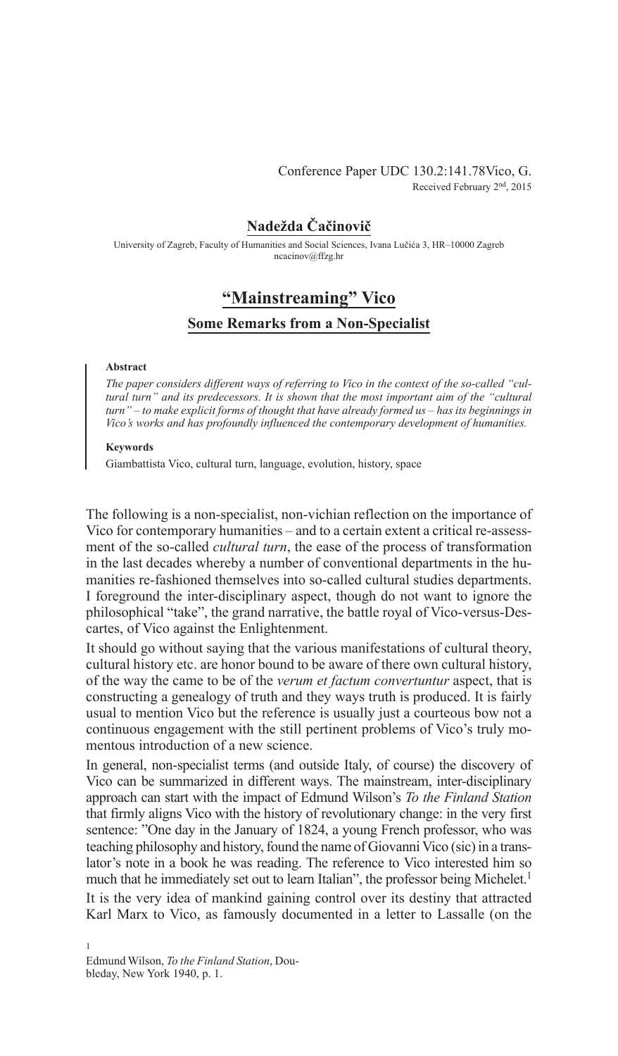Conference Paper UDC 130.2:141.78Vico, G.
Received February 2nd, 2015

**Nadežda Čačinovič**

University of Zagreb, Faculty of Humanities and Social Sciences, Ivana Lučića 3, HR–10000 Zagreb
ncacinov@ffzg.hr

# "Mainstreaming" Vico

## Some Remarks from a Non-Specialist

**Abstract**

*The paper considers different ways of referring to Vico in the context of the so-called "cultural turn" and its predecessors. It is shown that the most important aim of the "cultural turn" – to make explicit forms of thought that have already formed us – has its beginnings in Vico's works and has profoundly influenced the contemporary development of humanities.*

**Keywords**

Giambattista Vico, cultural turn, language, evolution, history, space

The following is a non-specialist, non-vichian reflection on the importance of Vico for contemporary humanities – and to a certain extent a critical re-assessment of the so-called *cultural turn*, the ease of the process of transformation in the last decades whereby a number of conventional departments in the humanities re-fashioned themselves into so-called cultural studies departments. I foreground the inter-disciplinary aspect, though do not want to ignore the philosophical "take", the grand narrative, the battle royal of Vico-versus-Descartes, of Vico against the Enlightenment.

It should go without saying that the various manifestations of cultural theory, cultural history etc. are honor bound to be aware of there own cultural history, of the way the came to be of the *verum et factum convertuntur* aspect, that is constructing a genealogy of truth and they ways truth is produced. It is fairly usual to mention Vico but the reference is usually just a courteous bow not a continuous engagement with the still pertinent problems of Vico's truly momentous introduction of a new science.

In general, non-specialist terms (and outside Italy, of course) the discovery of Vico can be summarized in different ways. The mainstream, inter-disciplinary approach can start with the impact of Edmund Wilson's *To the Finland Station* that firmly aligns Vico with the history of revolutionary change: in the very first sentence: "One day in the January of 1824, a young French professor, who was teaching philosophy and history, found the name of Giovanni Vico (sic) in a translator's note in a book he was reading. The reference to Vico interested him so much that he immediately set out to learn Italian", the professor being Michelet.[1]

It is the very idea of mankind gaining control over its destiny that attracted Karl Marx to Vico, as famously documented in a letter to Lassalle (on the

[1] Edmund Wilson, *To the Finland Station*, Doubleday, New York 1940, p. 1.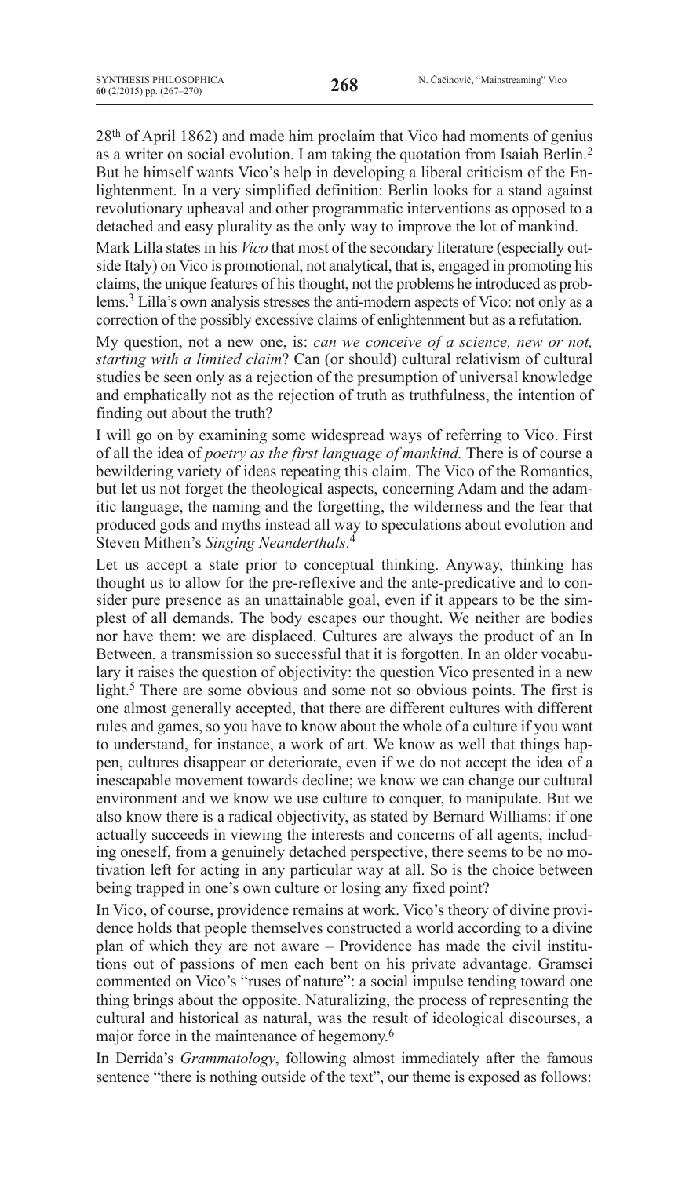28th of April 1862) and made him proclaim that Vico had moments of genius as a writer on social evolution. I am taking the quotation from Isaiah Berlin.[2] But he himself wants Vico's help in developing a liberal criticism of the Enlightenment. In a very simplified definition: Berlin looks for a stand against revolutionary upheaval and other programmatic interventions as opposed to a detached and easy plurality as the only way to improve the lot of mankind.

Mark Lilla states in his *Vico* that most of the secondary literature (especially outside Italy) on Vico is promotional, not analytical, that is, engaged in promoting his claims, the unique features of his thought, not the problems he introduced as problems.[3] Lilla's own analysis stresses the anti-modern aspects of Vico: not only as a correction of the possibly excessive claims of enlightenment but as a refutation.

My question, not a new one, is: *can we conceive of a science, new or not, starting with a limited claim*? Can (or should) cultural relativism of cultural studies be seen only as a rejection of the presumption of universal knowledge and emphatically not as the rejection of truth as truthfulness, the intention of finding out about the truth?

I will go on by examining some widespread ways of referring to Vico. First of all the idea of *poetry as the first language of mankind.* There is of course a bewildering variety of ideas repeating this claim. The Vico of the Romantics, but let us not forget the theological aspects, concerning Adam and the adamitic language, the naming and the forgetting, the wilderness and the fear that produced gods and myths instead all way to speculations about evolution and Steven Mithen's *Singing Neanderthals*.[4]

Let us accept a state prior to conceptual thinking. Anyway, thinking has thought us to allow for the pre-reflexive and the ante-predicative and to consider pure presence as an unattainable goal, even if it appears to be the simplest of all demands. The body escapes our thought. We neither are bodies nor have them: we are displaced. Cultures are always the product of an In Between, a transmission so successful that it is forgotten. In an older vocabulary it raises the question of objectivity: the question Vico presented in a new light.[5] There are some obvious and some not so obvious points. The first is one almost generally accepted, that there are different cultures with different rules and games, so you have to know about the whole of a culture if you want to understand, for instance, a work of art. We know as well that things happen, cultures disappear or deteriorate, even if we do not accept the idea of a inescapable movement towards decline; we know we can change our cultural environment and we know we use culture to conquer, to manipulate. But we also know there is a radical objectivity, as stated by Bernard Williams: if one actually succeeds in viewing the interests and concerns of all agents, including oneself, from a genuinely detached perspective, there seems to be no motivation left for acting in any particular way at all. So is the choice between being trapped in one's own culture or losing any fixed point?

In Vico, of course, providence remains at work. Vico's theory of divine providence holds that people themselves constructed a world according to a divine plan of which they are not aware – Providence has made the civil institutions out of passions of men each bent on his private advantage. Gramsci commented on Vico's "ruses of nature": a social impulse tending toward one thing brings about the opposite. Naturalizing, the process of representing the cultural and historical as natural, was the result of ideological discourses, a major force in the maintenance of hegemony.[6]

In Derrida's *Grammatology*, following almost immediately after the famous sentence "there is nothing outside of the text", our theme is exposed as follows: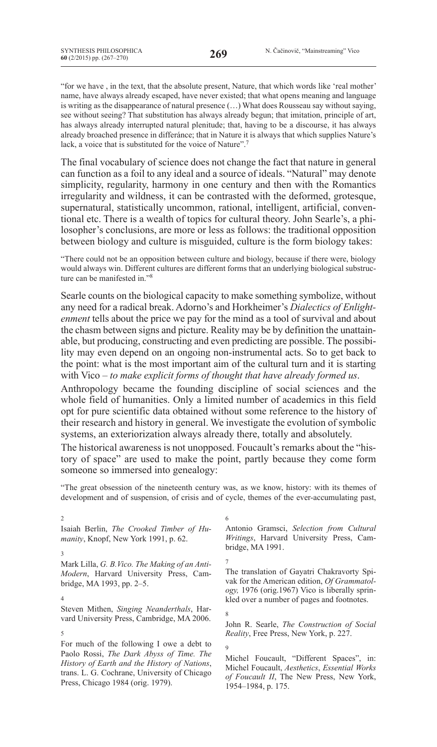"for we have , in the text, that the absolute present, Nature, that which words like 'real mother' name, have always already escaped, have never existed; that what opens meaning and language is writing as the disappearance of natural presence (…) What does Rousseau say without saying, see without seeing? That substitution has always already begun; that imitation, principle of art, has always already interrupted natural plenitude; that, having to be a discourse, it has always already broached presence in differánce; that in Nature it is always that which supplies Nature's lack, a voice that is substituted for the voice of Nature".[7]

The final vocabulary of science does not change the fact that nature in general can function as a foil to any ideal and a source of ideals. "Natural" may denote simplicity, regularity, harmony in one century and then with the Romantics irregularity and wildness, it can be contrasted with the deformed, grotesque, supernatural, statistically uncommon, rational, intelligent, artificial, conventional etc. There is a wealth of topics for cultural theory. John Searle's, a philosopher's conclusions, are more or less as follows: the traditional opposition between biology and culture is misguided, culture is the form biology takes:

"There could not be an opposition between culture and biology, because if there were, biology would always win. Different cultures are different forms that an underlying biological substructure can be manifested in."[8]

Searle counts on the biological capacity to make something symbolize, without any need for a radical break. Adorno's and Horkheimer's *Dialectics of Enlightenment* tells about the price we pay for the mind as a tool of survival and about the chasm between signs and picture. Reality may be by definition the unattainable, but producing, constructing and even predicting are possible. The possibility may even depend on an ongoing non-instrumental acts. So to get back to the point: what is the most important aim of the cultural turn and it is starting with Vico – *to make explicit forms of thought that have already formed us*.

Anthropology became the founding discipline of social sciences and the whole field of humanities. Only a limited number of academics in this field opt for pure scientific data obtained without some reference to the history of their research and history in general. We investigate the evolution of symbolic systems, an exteriorization always already there, totally and absolutely.

The historical awareness is not unopposed. Foucault's remarks about the "history of space" are used to make the point, partly because they come form someone so immersed into genealogy:

"The great obsession of the nineteenth century was, as we know, history: with its themes of development and of suspension, of crisis and of cycle, themes of the ever-accumulating past,

---

2 Isaiah Berlin, *The Crooked Timber of Humanity*, Knopf, New York 1991, p. 62.

3 Mark Lilla, *G. B.Vico. The Making of an Anti-Modern*, Harvard University Press, Cambridge, MA 1993, pp. 2–5.

4 Steven Mithen, *Singing Neanderthals*, Harvard University Press, Cambridge, MA 2006.

5 For much of the following I owe a debt to Paolo Rossi, *The Dark Abyss of Time. The History of Earth and the History of Nations*, trans. L. G. Cochrane, University of Chicago Press, Chicago 1984 (orig. 1979).

6 Antonio Gramsci, *Selection from Cultural Writings*, Harvard University Press, Cambridge, MA 1991.

7 The translation of Gayatri Chakravorty Spivak for the American edition, *Of Grammatology,* 1976 (orig.1967) Vico is liberally sprinkled over a number of pages and footnotes.

8 John R. Searle, *The Construction of Social Reality*, Free Press, New York, p. 227.

9 Michel Foucault, "Different Spaces", in: Michel Foucault, *Aesthetics*, *Essential Works of Foucault II*, The New Press, New York, 1954–1984, p. 175.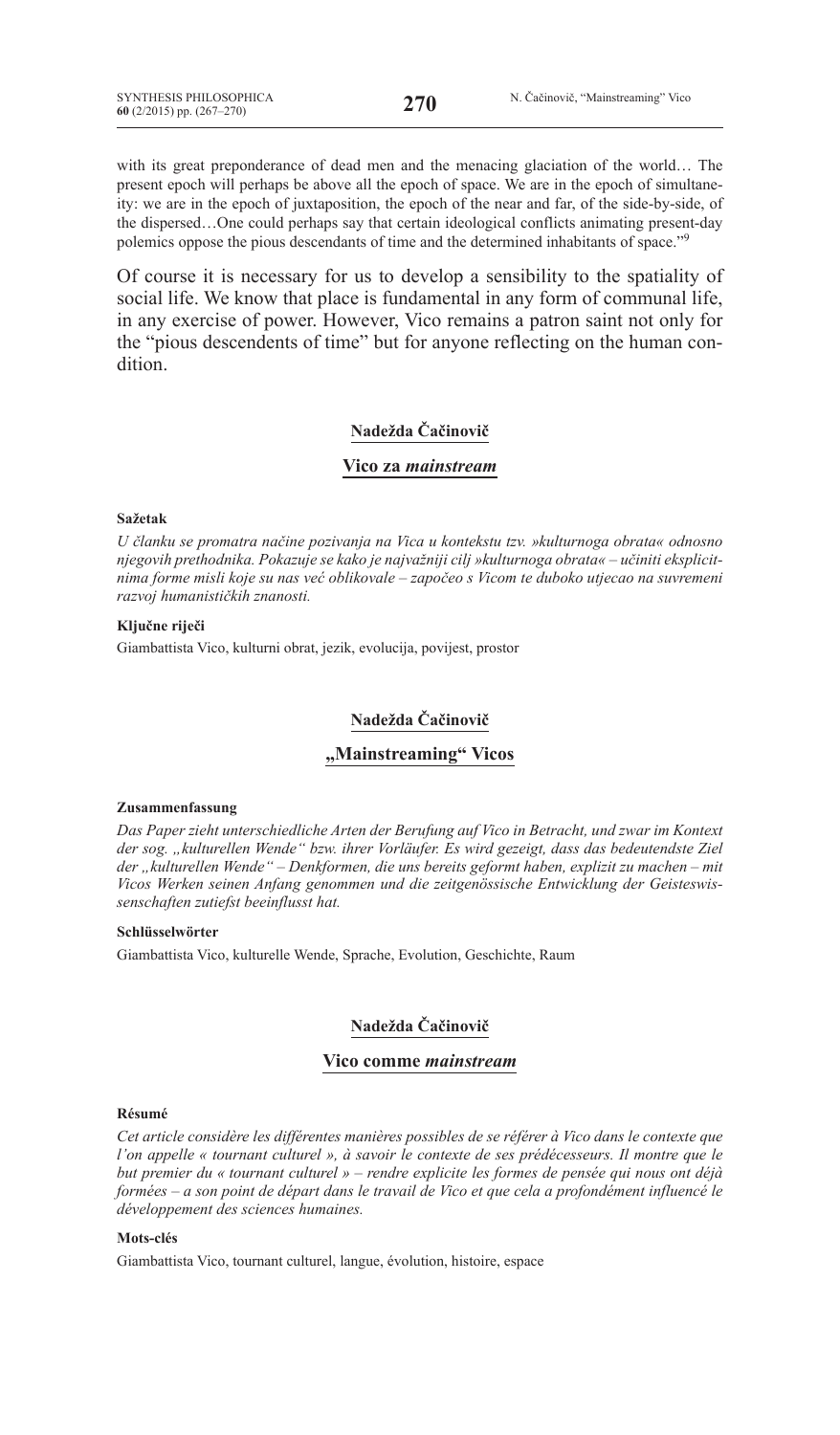with its great preponderance of dead men and the menacing glaciation of the world… The present epoch will perhaps be above all the epoch of space. We are in the epoch of simultaneity: we are in the epoch of juxtaposition, the epoch of the near and far, of the side-by-side, of the dispersed…One could perhaps say that certain ideological conflicts animating present-day polemics oppose the pious descendants of time and the determined inhabitants of space."[9]

Of course it is necessary for us to develop a sensibility to the spatiality of social life. We know that place is fundamental in any form of communal life, in any exercise of power. However, Vico remains a patron saint not only for the "pious descendents of time" but for anyone reflecting on the human condition.

## Nadežda Čačinovič

### Vico za *mainstream*

**Sažetak**

*U članku se promatra načine pozivanja na Vica u kontekstu tzv. »kulturnoga obrata« odnosno njegovih prethodnika. Pokazuje se kako je najvažniji cilj »kulturnoga obrata« – učiniti eksplicitnima forme misli koje su nas već oblikovale – započeo s Vicom te duboko utjecao na suvremeni razvoj humanističkih znanosti.*

**Ključne riječi**

Giambattista Vico, kulturni obrat, jezik, evolucija, povijest, prostor

## Nadežda Čačinovič

### „Mainstreaming" Vicos

**Zusammenfassung**

*Das Paper zieht unterschiedliche Arten der Berufung auf Vico in Betracht, und zwar im Kontext der sog. „kulturellen Wende" bzw. ihrer Vorläufer. Es wird gezeigt, dass das bedeutendste Ziel der „kulturellen Wende" – Denkformen, die uns bereits geformt haben, explizit zu machen – mit Vicos Werken seinen Anfang genommen und die zeitgenössische Entwicklung der Geisteswissenschaften zutiefst beeinflusst hat.*

**Schlüsselwörter**

Giambattista Vico, kulturelle Wende, Sprache, Evolution, Geschichte, Raum

## Nadežda Čačinovič

### Vico comme *mainstream*

**Résumé**

*Cet article considère les différentes manières possibles de se référer à Vico dans le contexte que l'on appelle « tournant culturel », à savoir le contexte de ses prédécesseurs. Il montre que le but premier du « tournant culturel » – rendre explicite les formes de pensée qui nous ont déjà formées – a son point de départ dans le travail de Vico et que cela a profondément influencé le développement des sciences humaines.*

**Mots-clés**

Giambattista Vico, tournant culturel, langue, évolution, histoire, espace